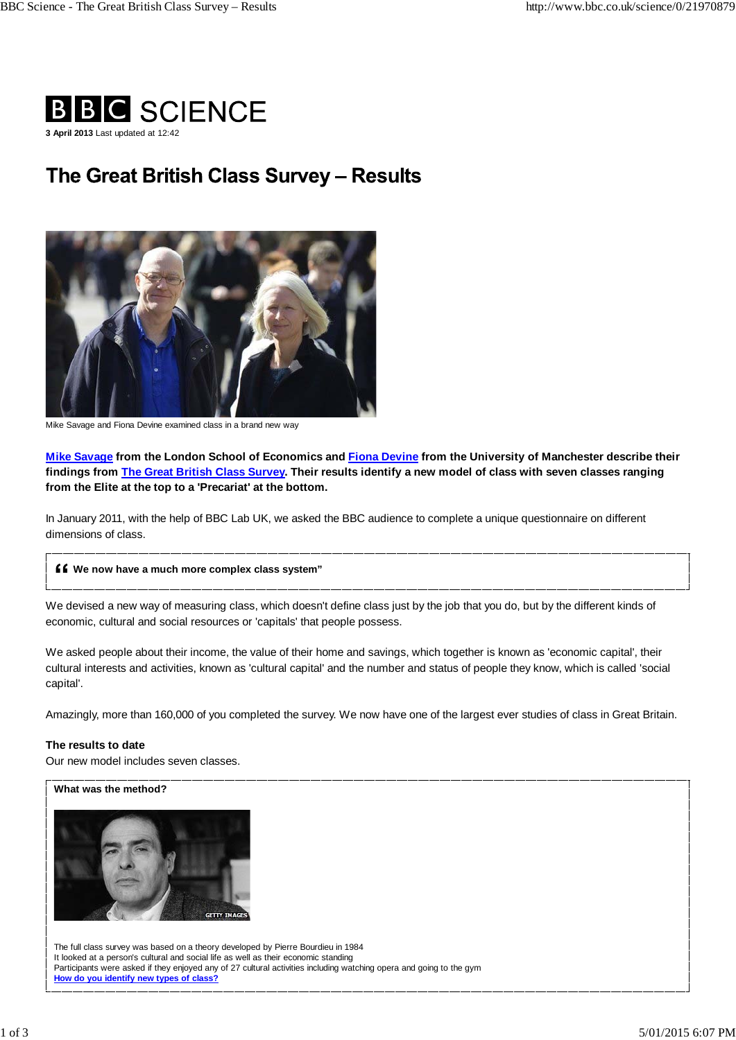BBC SCIENCE

**3 April 2013** Last updated at 12:42

# The Great British Class Survey – Results

Mike Savage and Fiona Devine examined class in a brand new way

**Mike Savage from the London School of Economics and Fiona Devine from the University of Manchester describe their findings from The Great British Class Survey. Their results identify a new model of class with seven classes ranging from the Elite at the top to a 'Precariat' at the bottom.**

In January 2011, with the help of BBC Lab UK, we asked the BBC audience to complete a unique questionnaire on different dimensions of class.

> **“We now have a much more complex class system”**

We devised a new way of measuring class, which doesn't define class just by the job that you do, but by the different kinds of economic, cultural and social resources or 'capitals' that people possess.

We asked people about their income, the value of their home and savings, which together is known as 'economic capital', their cultural interests and activities, known as 'cultural capital' and the number and status of people they know, which is called 'social capital'.

Amazingly, more than 160,000 of you completed the survey. We now have one of the largest ever studies of class in Great Britain.

**The results to date**

Our new model includes seven classes.

**What was the method?**

GETTY IMAGES

The full class survey was based on a theory developed by Pierre Bourdieu in 1984

It looked at a person's cultural and social life as well as their economic standing

Participants were asked if they enjoyed any of 27 cultural activities including watching opera and going to the gym

**How do you identify new types of class?**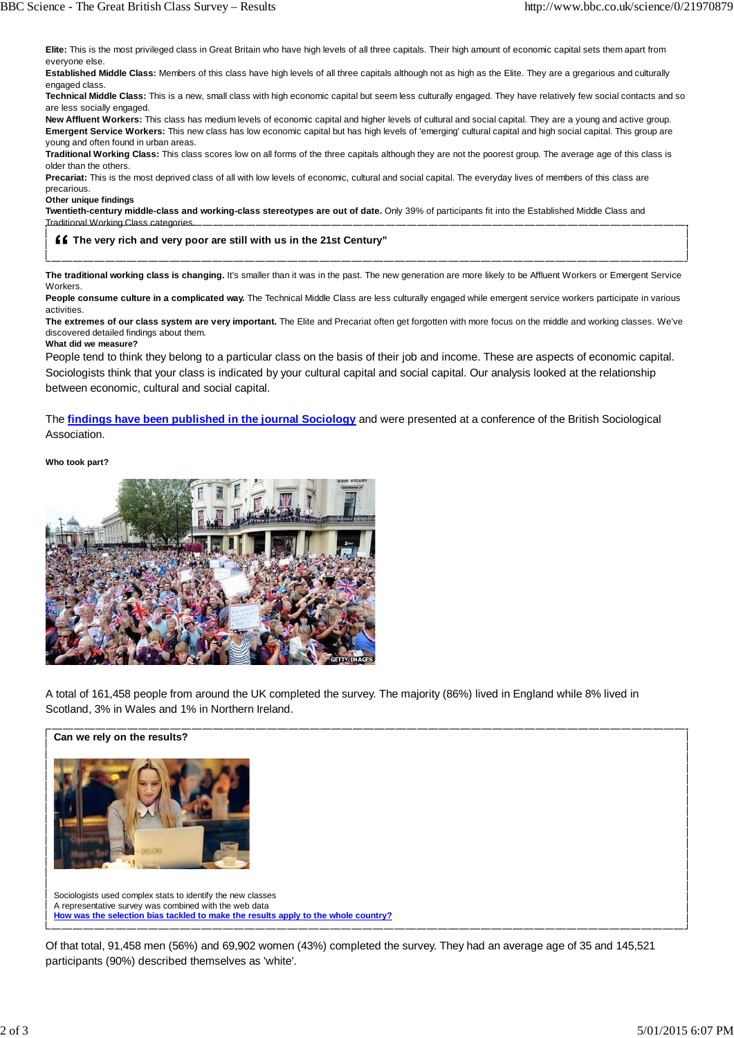**Elite:** This is the most privileged class in Great Britain who have high levels of all three capitals. Their high amount of economic capital sets them apart from everyone else.
**Established Middle Class:** Members of this class have high levels of all three capitals although not as high as the Elite. They are a gregarious and culturally engaged class.
**Technical Middle Class:** This is a new, small class with high economic capital but seem less culturally engaged. They have relatively few social contacts and so are less socially engaged.
**New Affluent Workers:** This class has medium levels of economic capital and higher levels of cultural and social capital. They are a young and active group.
**Emergent Service Workers:** This new class has low economic capital but has high levels of 'emerging' cultural capital and high social capital. This group are young and often found in urban areas.
**Traditional Working Class:** This class scores low on all forms of the three capitals although they are not the poorest group. The average age of this class is older than the others.
**Precariat:** This is the most deprived class of all with low levels of economic, cultural and social capital. The everyday lives of members of this class are precarious.

**Other unique findings**

**Twentieth-century middle-class and working-class stereotypes are out of date.** Only 39% of participants fit into the Established Middle Class and Traditional Working Class categories.

> **" The very rich and very poor are still with us in the 21st Century"**

**The traditional working class is changing.** It's smaller than it was in the past. The new generation are more likely to be Affluent Workers or Emergent Service Workers.

**People consume culture in a complicated way.** The Technical Middle Class are less culturally engaged while emergent service workers participate in various activities.

**The extremes of our class system are very important.** The Elite and Precariat often get forgotten with more focus on the middle and working classes. We've discovered detailed findings about them.

**What did we measure?**

People tend to think they belong to a particular class on the basis of their job and income. These are aspects of economic capital. Sociologists think that your class is indicated by your cultural capital and social capital. Our analysis looked at the relationship between economic, cultural and social capital.

The **findings have been published in the journal Sociology** and were presented at a conference of the British Sociological Association.

**Who took part?**

A total of 161,458 people from around the UK completed the survey. The majority (86%) lived in England while 8% lived in Scotland, 3% in Wales and 1% in Northern Ireland.

> **Can we rely on the results?**
>
> Sociologists used complex stats to identify the new classes
> A representative survey was combined with the web data
> **How was the selection bias tackled to make the results apply to the whole country?**

Of that total, 91,458 men (56%) and 69,902 women (43%) completed the survey. They had an average age of 35 and 145,521 participants (90%) described themselves as 'white'.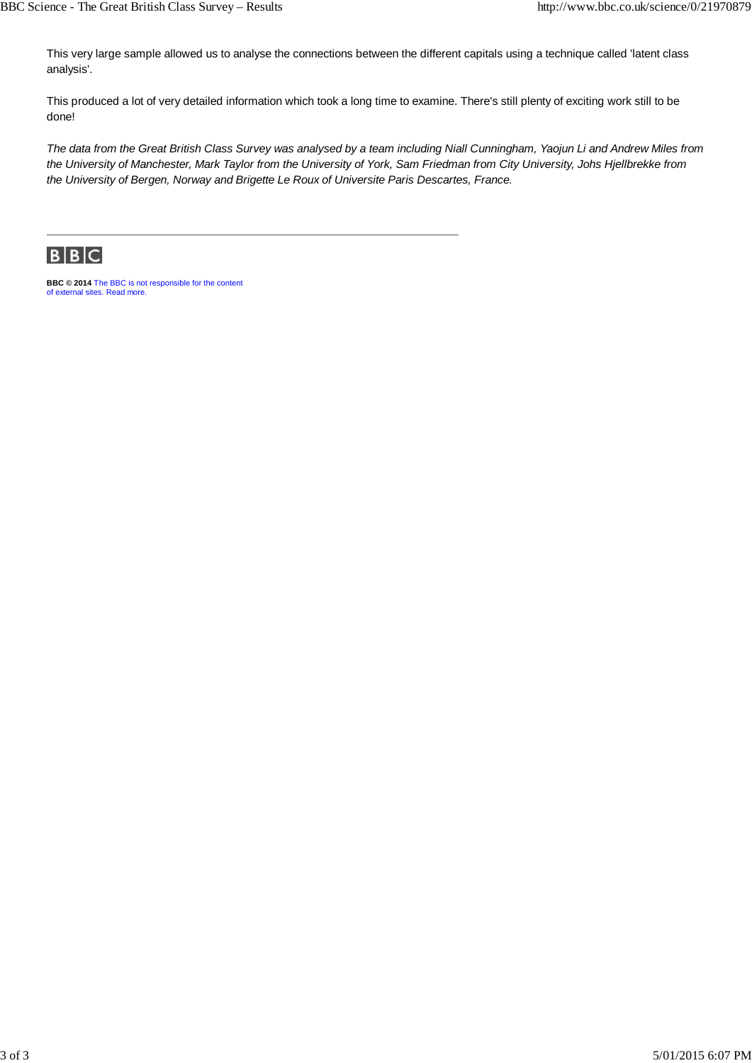This very large sample allowed us to analyse the connections between the different capitals using a technique called 'latent class analysis'.

This produced a lot of very detailed information which took a long time to examine. There's still plenty of exciting work still to be done!

*The data from the Great British Class Survey was analysed by a team including Niall Cunningham, Yaojun Li and Andrew Miles from the University of Manchester, Mark Taylor from the University of York, Sam Friedman from City University, Johs Hjellbrekke from the University of Bergen, Norway and Brigette Le Roux of Universite Paris Descartes, France.*

---

BBC

**BBC © 2014** The BBC is not responsible for the content of external sites. Read more.